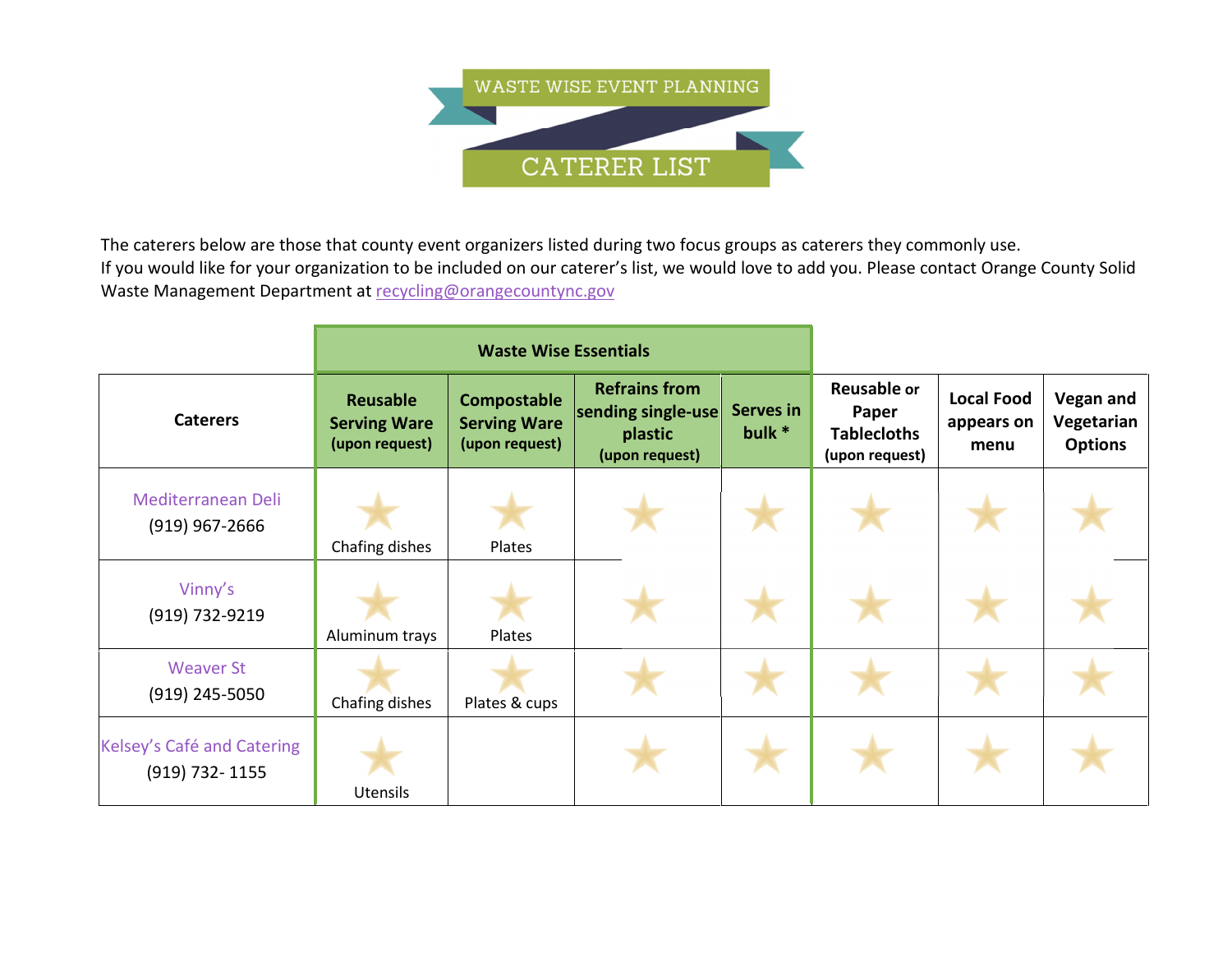# WASTE WISE EVENT PLANNING

# CATERER LIST

The caterers below are those that county event organizers listed during two focus groups as caterers they commonly use.
If you would like for your organization to be included on our caterer's list, we would love to add you. Please contact Orange County Solid Waste Management Department at [recycling@orangecountync.gov](mailto:recycling@orangecountync.gov)

| | **Waste Wise Essentials** | | | | | | |
|---|---|---|---|---|---|---|---|
| **Caterers** | **Reusable Serving Ware (upon request)** | **Compostable Serving Ware (upon request)** | **Refrains from sending single-use plastic (upon request)** | **Serves in bulk \*** | **Reusable or Paper Tablecloths (upon request)** | **Local Food appears on menu** | **Vegan and Vegetarian Options** |
| Mediterranean Deli (919) 967-2666 | ★ Chafing dishes | ★ Plates | ★ | ★ | ★ | ★ | ★ |
| Vinny's (919) 732-9219 | ★ Aluminum trays | ★ Plates | ★ | ★ | ★ | ★ | ★ |
| Weaver St (919) 245-5050 | ★ Chafing dishes | ★ Plates & cups | ★ | ★ | ★ | ★ | ★ |
| Kelsey's Café and Catering (919) 732- 1155 | ★ Utensils | | ★ | ★ | ★ | ★ | ★ |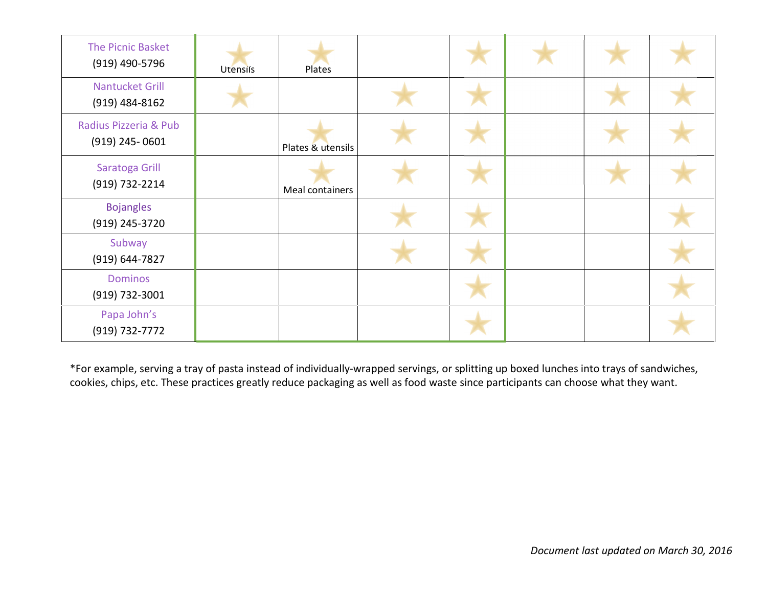| | | | | | | | |
|---|---|---|---|---|---|---|---|
| The Picnic Basket (919) 490-5796 | ★ Utensils | ★ Plates | | ★ | ★ | ★ | ★ |
| Nantucket Grill (919) 484-8162 | ★ | | ★ | ★ | | ★ | ★ |
| Radius Pizzeria & Pub (919) 245- 0601 | | ★ Plates & utensils | ★ | ★ | | ★ | ★ |
| Saratoga Grill (919) 732-2214 | | ★ Meal containers | ★ | ★ | | ★ | ★ |
| Bojangles (919) 245-3720 | | | ★ | ★ | | | ★ |
| Subway (919) 644-7827 | | | ★ | ★ | | | ★ |
| Dominos (919) 732-3001 | | | | ★ | | | ★ |
| Papa John's (919) 732-7772 | | | | ★ | | | ★ |

*For example, serving a tray of pasta instead of individually-wrapped servings, or splitting up boxed lunches into trays of sandwiches, cookies, chips, etc. These practices greatly reduce packaging as well as food waste since participants can choose what they want.

*Document last updated on March 30, 2016*